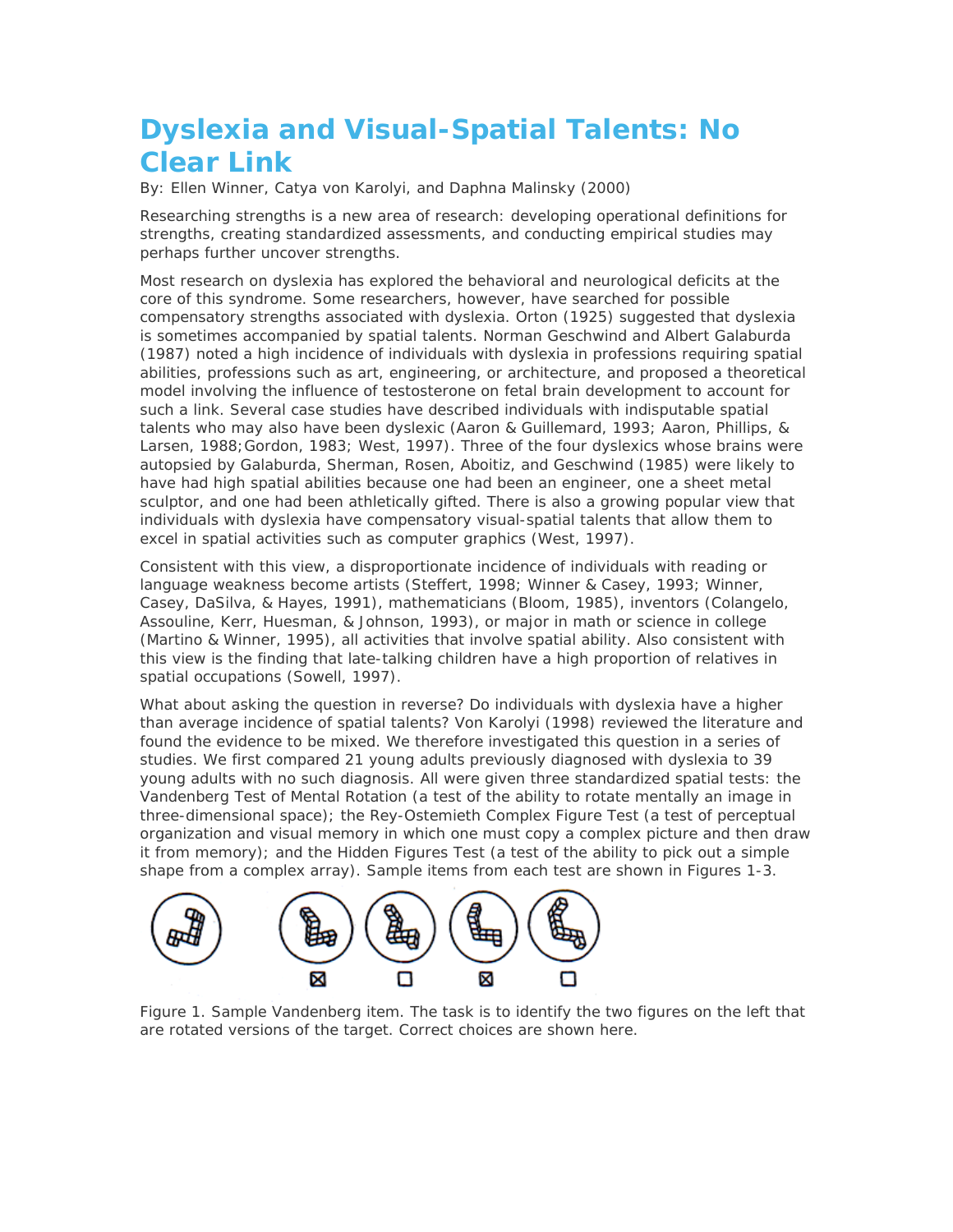# Dyslexia and Visual-Spatial Talents: No Clear Link

By: Ellen Winner, Catya von Karolyi, and Daphna Malinsky (2000)

Researching strengths is a new area of research: developing operational definitions for strengths, creating standardized assessments, and conducting empirical studies may perhaps further uncover strengths.

Most research on dyslexia has explored the behavioral and neurological deficits at the core of this syndrome. Some researchers, however, have searched for possible compensatory strengths associated with dyslexia. Orton (1925) suggested that dyslexia is sometimes accompanied by spatial talents. Norman Geschwind and Albert Galaburda (1987) noted a high incidence of individuals with dyslexia in professions requiring spatial abilities, professions such as art, engineering, or architecture, and proposed a theoretical model involving the influence of testosterone on fetal brain development to account for such a link. Several case studies have described individuals with indisputable spatial talents who may also have been dyslexic (Aaron & Guillemard, 1993; Aaron, Phillips, & Larsen, 1988;Gordon, 1983; West, 1997). Three of the four dyslexics whose brains were autopsied by Galaburda, Sherman, Rosen, Aboitiz, and Geschwind (1985) were likely to have had high spatial abilities because one had been an engineer, one a sheet metal sculptor, and one had been athletically gifted. There is also a growing popular view that individuals with dyslexia have compensatory visual-spatial talents that allow them to excel in spatial activities such as computer graphics (West, 1997).

Consistent with this view, a disproportionate incidence of individuals with reading or language weakness become artists (Steffert, 1998; Winner & Casey, 1993; Winner, Casey, DaSilva, & Hayes, 1991), mathematicians (Bloom, 1985), inventors (Colangelo, Assouline, Kerr, Huesman, & Johnson, 1993), or major in math or science in college (Martino & Winner, 1995), all activities that involve spatial ability. Also consistent with this view is the finding that late-talking children have a high proportion of relatives in spatial occupations (Sowell, 1997).

What about asking the question in reverse? Do individuals with dyslexia have a higher than average incidence of spatial talents? Von Karolyi (1998) reviewed the literature and found the evidence to be mixed. We therefore investigated this question in a series of studies. We first compared 21 young adults previously diagnosed with dyslexia to 39 young adults with no such diagnosis. All were given three standardized spatial tests: the Vandenberg Test of Mental Rotation (a test of the ability to rotate mentally an image in three-dimensional space); the Rey-Ostemieth Complex Figure Test (a test of perceptual organization and visual memory in which one must copy a complex picture and then draw it from memory); and the Hidden Figures Test (a test of the ability to pick out a simple shape from a complex array). Sample items from each test are shown in Figures 1-3.

Figure 1. Sample Vandenberg item. The task is to identify the two figures on the left that are rotated versions of the target. Correct choices are shown here.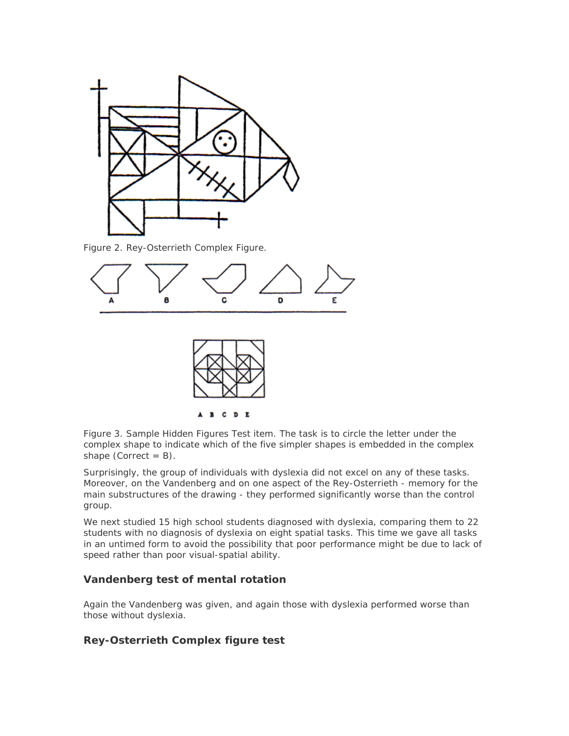Figure 2. Rey-Osterrieth Complex Figure.

A B C D E

A B C D E

Figure 3. Sample Hidden Figures Test item. The task is to circle the letter under the complex shape to indicate which of the five simpler shapes is embedded in the complex shape (Correct = B).

Surprisingly, the group of individuals with dyslexia did not excel on any of these tasks. Moreover, on the Vandenberg and on one aspect of the Rey-Osterrieth - memory for the main substructures of the drawing - they performed significantly worse than the control group.

We next studied 15 high school students diagnosed with dyslexia, comparing them to 22 students with no diagnosis of dyslexia on eight spatial tasks. This time we gave all tasks in an untimed form to avoid the possibility that poor performance might be due to lack of speed rather than poor visual-spatial ability.

### Vandenberg test of mental rotation

Again the Vandenberg was given, and again those with dyslexia performed worse than those without dyslexia.

### Rey-Osterrieth Complex figure test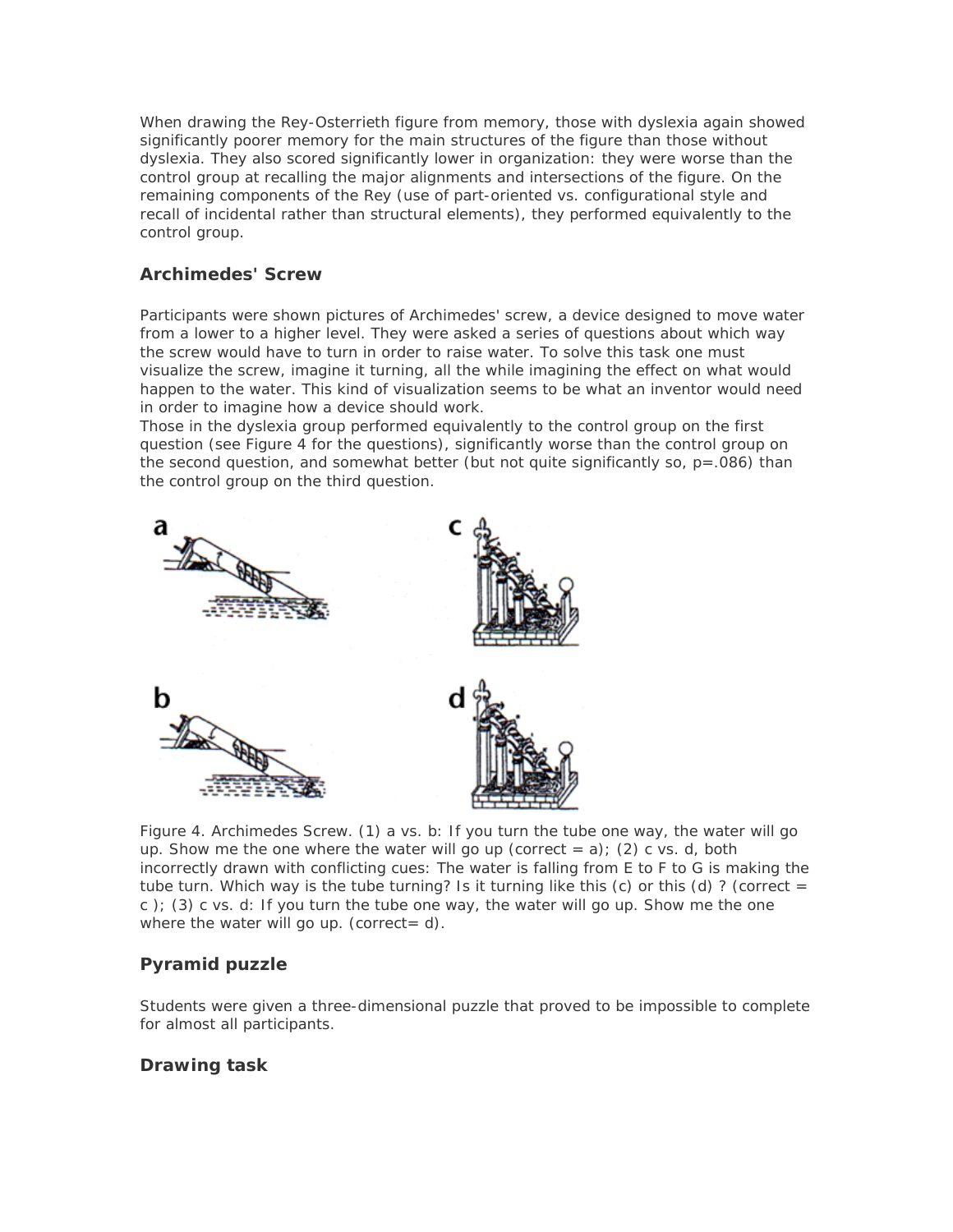When drawing the Rey-Osterrieth figure from memory, those with dyslexia again showed significantly poorer memory for the main structures of the figure than those without dyslexia. They also scored significantly lower in organization: they were worse than the control group at recalling the major alignments and intersections of the figure. On the remaining components of the Rey (use of part-oriented vs. configurational style and recall of incidental rather than structural elements), they performed equivalently to the control group.

## Archimedes' Screw

Participants were shown pictures of Archimedes' screw, a device designed to move water from a lower to a higher level. They were asked a series of questions about which way the screw would have to turn in order to raise water. To solve this task one must visualize the screw, imagine it turning, all the while imagining the effect on what would happen to the water. This kind of visualization seems to be what an inventor would need in order to imagine how a device should work.

Those in the dyslexia group performed equivalently to the control group on the first question (see Figure 4 for the questions), significantly worse than the control group on the second question, and somewhat better (but not quite significantly so, $p=.086$) than the control group on the third question.

Figure 4. Archimedes Screw. (1) a vs. b: If you turn the tube one way, the water will go up. Show me the one where the water will go up (correct = a); (2) c vs. d, both incorrectly drawn with conflicting cues: The water is falling from E to F to G is making the tube turn. Which way is the tube turning? Is it turning like this (c) or this (d) ? (correct = c ); (3) c vs. d: If you turn the tube one way, the water will go up. Show me the one where the water will go up. (correct= d).

## Pyramid puzzle

Students were given a three-dimensional puzzle that proved to be impossible to complete for almost all participants.

## Drawing task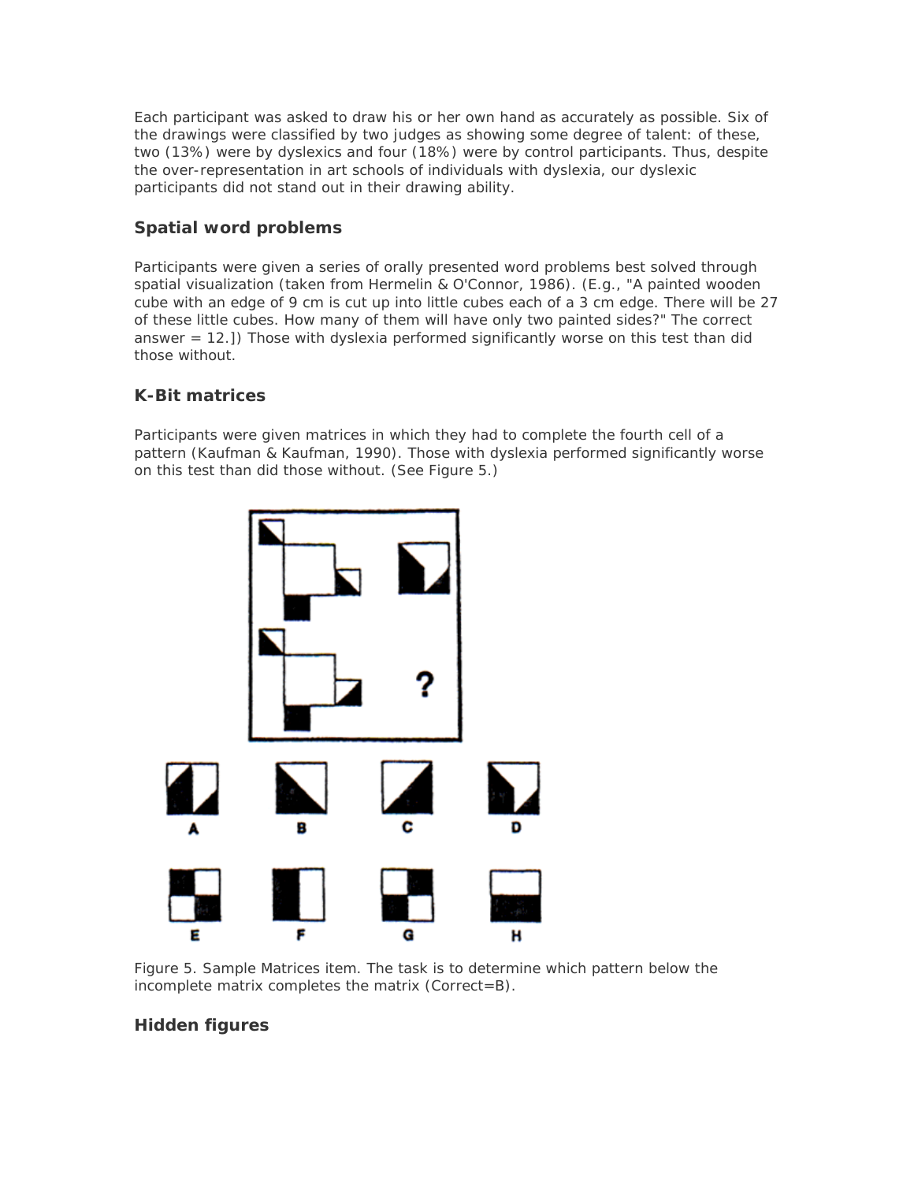Each participant was asked to draw his or her own hand as accurately as possible. Six of the drawings were classified by two judges as showing some degree of talent: of these, two (13%) were by dyslexics and four (18%) were by control participants. Thus, despite the over-representation in art schools of individuals with dyslexia, our dyslexic participants did not stand out in their drawing ability.

### Spatial word problems

Participants were given a series of orally presented word problems best solved through spatial visualization (taken from Hermelin & O'Connor, 1986). (E.g., "A painted wooden cube with an edge of 9 cm is cut up into little cubes each of a 3 cm edge. There will be 27 of these little cubes. How many of them will have only two painted sides?" The correct answer = 12.]) Those with dyslexia performed significantly worse on this test than did those without.

### K-Bit matrices

Participants were given matrices in which they had to complete the fourth cell of a pattern (Kaufman & Kaufman, 1990). Those with dyslexia performed significantly worse on this test than did those without. (See Figure 5.)

Figure 5. Sample Matrices item. The task is to determine which pattern below the incomplete matrix completes the matrix (Correct=B).

### Hidden figures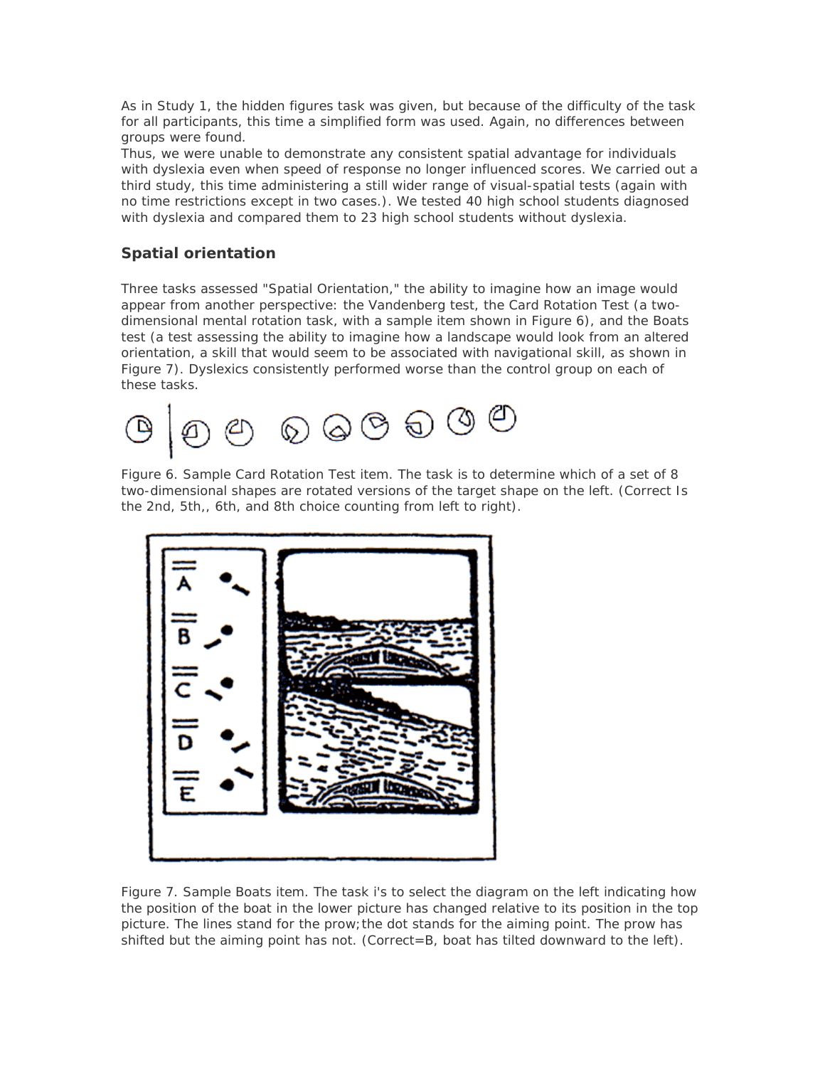As in Study 1, the hidden figures task was given, but because of the difficulty of the task for all participants, this time a simplified form was used. Again, no differences between groups were found.

Thus, we were unable to demonstrate any consistent spatial advantage for individuals with dyslexia even when speed of response no longer influenced scores. We carried out a third study, this time administering a still wider range of visual-spatial tests (again with no time restrictions except in two cases.). We tested 40 high school students diagnosed with dyslexia and compared them to 23 high school students without dyslexia.

## Spatial orientation

Three tasks assessed "Spatial Orientation," the ability to imagine how an image would appear from another perspective: the Vandenberg test, the Card Rotation Test (a two-dimensional mental rotation task, with a sample item shown in Figure 6), and the Boats test (a test assessing the ability to imagine how a landscape would look from an altered orientation, a skill that would seem to be associated with navigational skill, as shown in Figure 7). Dyslexics consistently performed worse than the control group on each of these tasks.

Figure 6. Sample Card Rotation Test item. The task is to determine which of a set of 8 two-dimensional shapes are rotated versions of the target shape on the left. (Correct Is the 2nd, 5th,, 6th, and 8th choice counting from left to right).

Figure 7. Sample Boats item. The task i's to select the diagram on the left indicating how the position of the boat in the lower picture has changed relative to its position in the top picture. The lines stand for the prow; the dot stands for the aiming point. The prow has shifted but the aiming point has not. (Correct=B, boat has tilted downward to the left).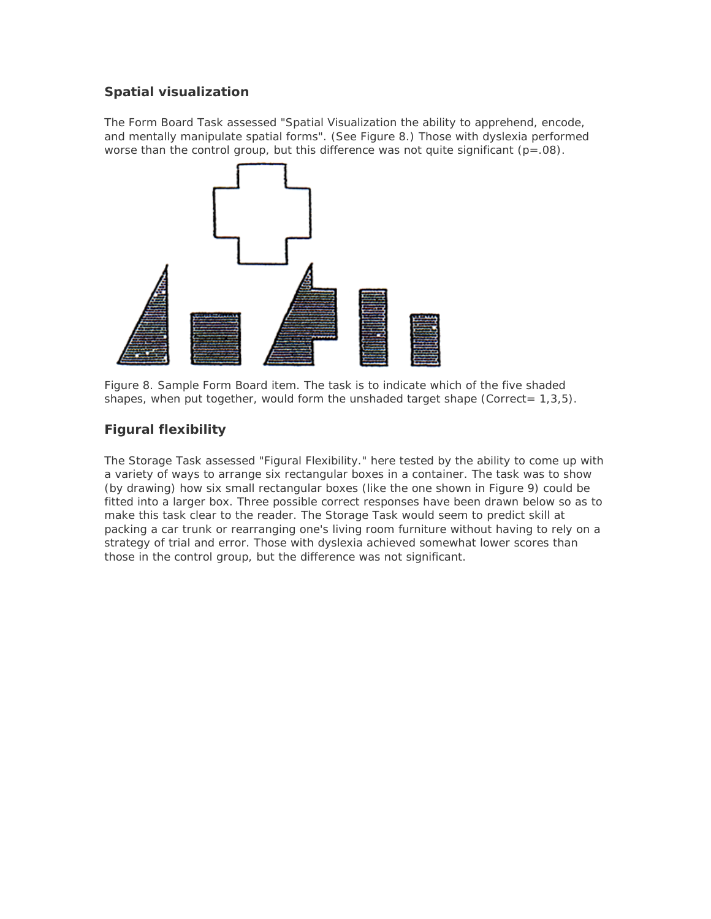### Spatial visualization

The Form Board Task assessed "Spatial Visualization the ability to apprehend, encode, and mentally manipulate spatial forms". (See Figure 8.) Those with dyslexia performed worse than the control group, but this difference was not quite significant (p=.08).

Figure 8. Sample Form Board item. The task is to indicate which of the five shaded shapes, when put together, would form the unshaded target shape (Correct= 1,3,5).

### Figural flexibility

The Storage Task assessed "Figural Flexibility." here tested by the ability to come up with a variety of ways to arrange six rectangular boxes in a container. The task was to show (by drawing) how six small rectangular boxes (like the one shown in Figure 9) could be fitted into a larger box. Three possible correct responses have been drawn below so as to make this task clear to the reader. The Storage Task would seem to predict skill at packing a car trunk or rearranging one's living room furniture without having to rely on a strategy of trial and error. Those with dyslexia achieved somewhat lower scores than those in the control group, but the difference was not significant.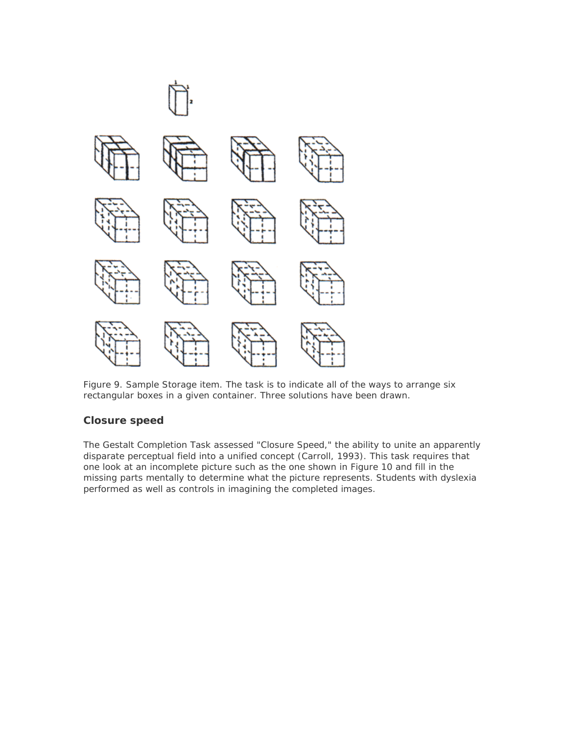Figure 9. Sample Storage item. The task is to indicate all of the ways to arrange six rectangular boxes in a given container. Three solutions have been drawn.

### Closure speed

The Gestalt Completion Task assessed "Closure Speed," the ability to unite an apparently disparate perceptual field into a unified concept (Carroll, 1993). This task requires that one look at an incomplete picture such as the one shown in Figure 10 and fill in the missing parts mentally to determine what the picture represents. Students with dyslexia performed as well as controls in imagining the completed images.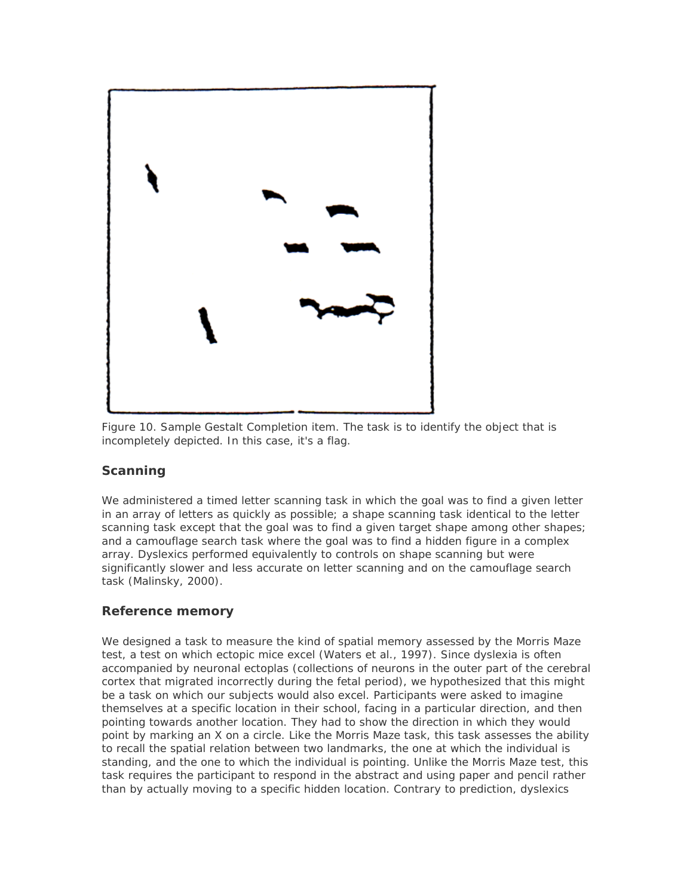Figure 10. Sample Gestalt Completion item. The task is to identify the object that is incompletely depicted. In this case, it's a flag.

### Scanning

We administered a timed letter scanning task in which the goal was to find a given letter in an array of letters as quickly as possible; a shape scanning task identical to the letter scanning task except that the goal was to find a given target shape among other shapes; and a camouflage search task where the goal was to find a hidden figure in a complex array. Dyslexics performed equivalently to controls on shape scanning but were significantly slower and less accurate on letter scanning and on the camouflage search task (Malinsky, 2000).

### Reference memory

We designed a task to measure the kind of spatial memory assessed by the Morris Maze test, a test on which ectopic mice excel (Waters et al., 1997). Since dyslexia is often accompanied by neuronal ectoplas (collections of neurons in the outer part of the cerebral cortex that migrated incorrectly during the fetal period), we hypothesized that this might be a task on which our subjects would also excel. Participants were asked to imagine themselves at a specific location in their school, facing in a particular direction, and then pointing towards another location. They had to show the direction in which they would point by marking an X on a circle. Like the Morris Maze task, this task assesses the ability to recall the spatial relation between two landmarks, the one at which the individual is standing, and the one to which the individual is pointing. Unlike the Morris Maze test, this task requires the participant to respond in the abstract and using paper and pencil rather than by actually moving to a specific hidden location. Contrary to prediction, dyslexics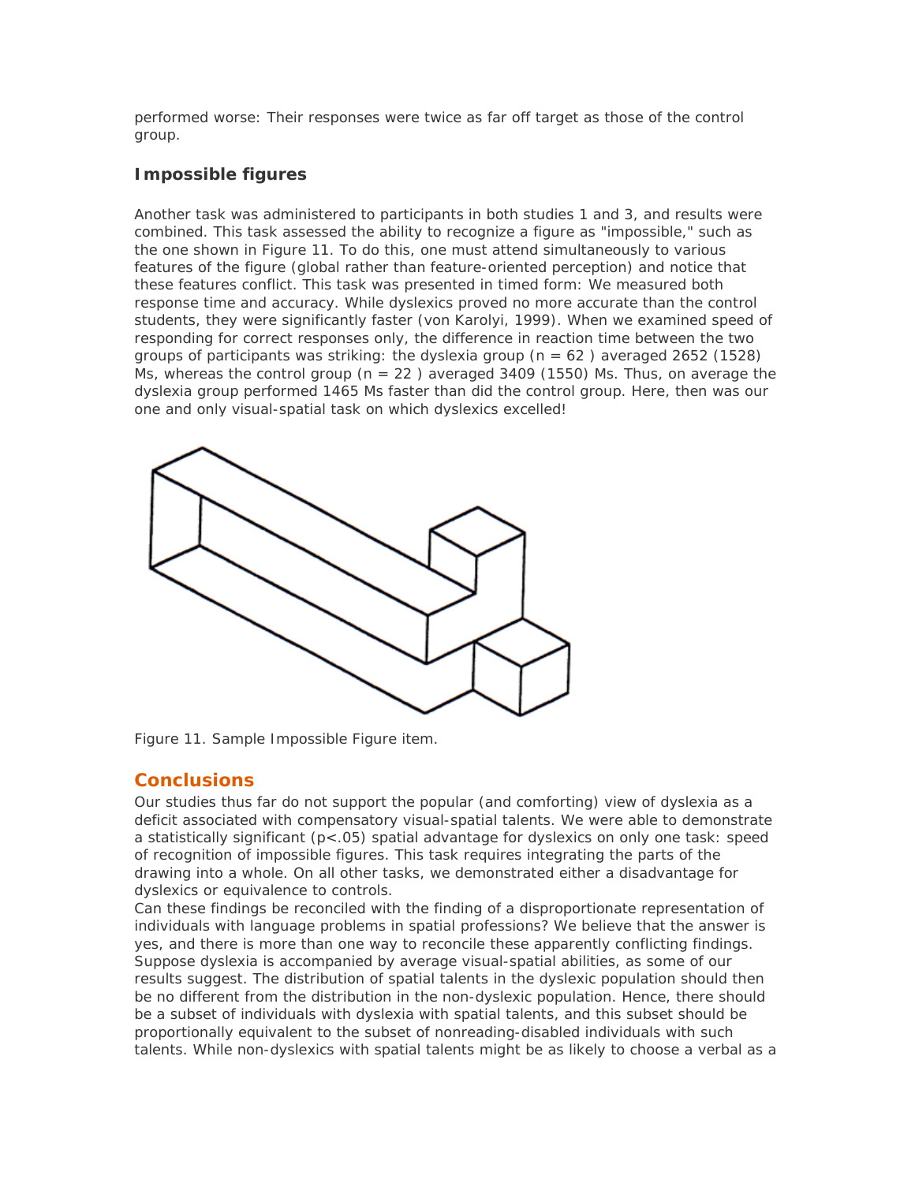performed worse: Their responses were twice as far off target as those of the control group.

### Impossible figures

Another task was administered to participants in both studies 1 and 3, and results were combined. This task assessed the ability to recognize a figure as "impossible," such as the one shown in Figure 11. To do this, one must attend simultaneously to various features of the figure (global rather than feature-oriented perception) and notice that these features conflict. This task was presented in timed form: We measured both response time and accuracy. While dyslexics proved no more accurate than the control students, they were significantly faster (von Karolyi, 1999). When we examined speed of responding for correct responses only, the difference in reaction time between the two groups of participants was striking: the dyslexia group ($n = 62$ ) averaged 2652 (1528) Ms, whereas the control group ($n = 22$ ) averaged 3409 (1550) Ms. Thus, on average the dyslexia group performed 1465 Ms faster than did the control group. Here, then was our one and only visual-spatial task on which dyslexics excelled!

Figure 11. Sample Impossible Figure item.

## Conclusions

Our studies thus far do not support the popular (and comforting) view of dyslexia as a deficit associated with compensatory visual-spatial talents. We were able to demonstrate a statistically significant ($p<.05$) spatial advantage for dyslexics on only one task: speed of recognition of impossible figures. This task requires integrating the parts of the drawing into a whole. On all other tasks, we demonstrated either a disadvantage for dyslexics or equivalence to controls.

Can these findings be reconciled with the finding of a disproportionate representation of individuals with language problems in spatial professions? We believe that the answer is yes, and there is more than one way to reconcile these apparently conflicting findings. Suppose dyslexia is accompanied by average visual-spatial abilities, as some of our results suggest. The distribution of spatial talents in the dyslexic population should then be no different from the distribution in the non-dyslexic population. Hence, there should be a subset of individuals with dyslexia with spatial talents, and this subset should be proportionally equivalent to the subset of nonreading-disabled individuals with such talents. While non-dyslexics with spatial talents might be as likely to choose a verbal as a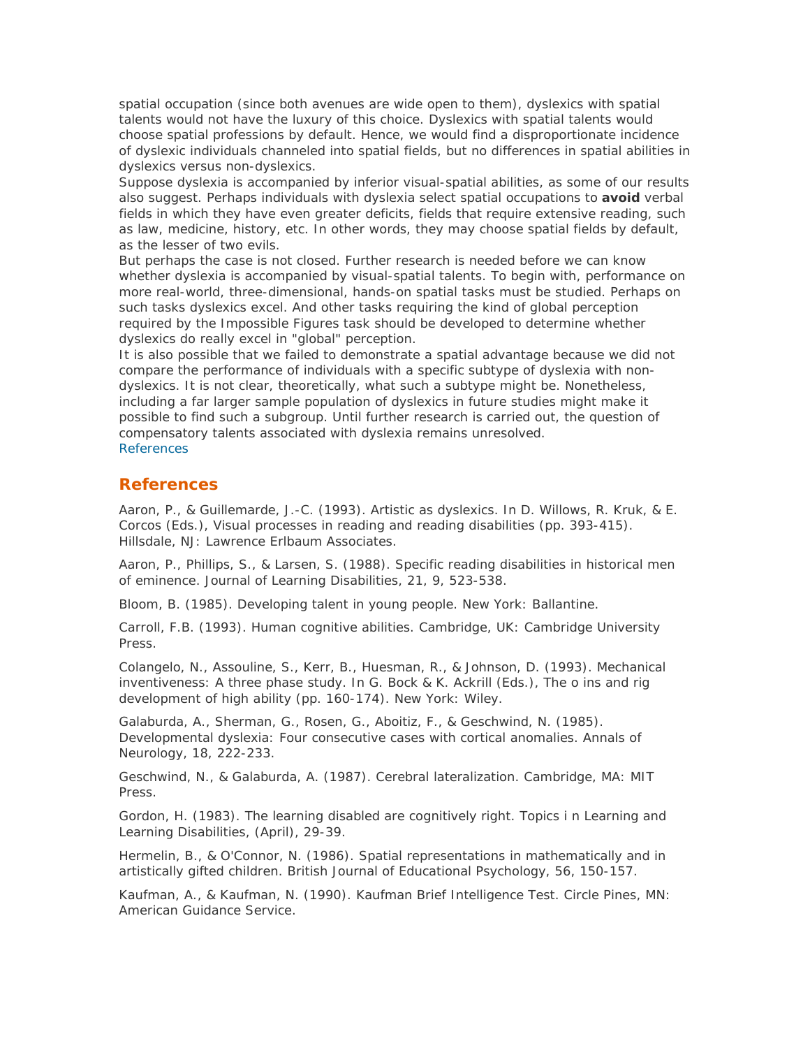spatial occupation (since both avenues are wide open to them), dyslexics with spatial talents would not have the luxury of this choice. Dyslexics with spatial talents would choose spatial professions by default. Hence, we would find a disproportionate incidence of dyslexic individuals channeled into spatial fields, but no differences in spatial abilities in dyslexics versus non-dyslexics.

Suppose dyslexia is accompanied by inferior visual-spatial abilities, as some of our results also suggest. Perhaps individuals with dyslexia select spatial occupations to **avoid** verbal fields in which they have even greater deficits, fields that require extensive reading, such as law, medicine, history, etc. In other words, they may choose spatial fields by default, as the lesser of two evils.

But perhaps the case is not closed. Further research is needed before we can know whether dyslexia is accompanied by visual-spatial talents. To begin with, performance on more real-world, three-dimensional, hands-on spatial tasks must be studied. Perhaps on such tasks dyslexics excel. And other tasks requiring the kind of global perception required by the Impossible Figures task should be developed to determine whether dyslexics do really excel in "global" perception.

It is also possible that we failed to demonstrate a spatial advantage because we did not compare the performance of individuals with a specific subtype of dyslexia with non-dyslexics. It is not clear, theoretically, what such a subtype might be. Nonetheless, including a far larger sample population of dyslexics in future studies might make it possible to find such a subgroup. Until further research is carried out, the question of compensatory talents associated with dyslexia remains unresolved.

References

## References

Aaron, P., & Guillemarde, J.-C. (1993). Artistic as dyslexics. In D. Willows, R. Kruk, & E. Corcos (Eds.), Visual processes in reading and reading disabilities (pp. 393-415). Hillsdale, NJ: Lawrence Erlbaum Associates.

Aaron, P., Phillips, S., & Larsen, S. (1988). Specific reading disabilities in historical men of eminence. Journal of Learning Disabilities, 21, 9, 523-538.

Bloom, B. (1985). Developing talent in young people. New York: Ballantine.

Carroll, F.B. (1993). Human cognitive abilities. Cambridge, UK: Cambridge University Press.

Colangelo, N., Assouline, S., Kerr, B., Huesman, R., & Johnson, D. (1993). Mechanical inventiveness: A three phase study. In G. Bock & K. Ackrill (Eds.), The o ins and rig development of high ability (pp. 160-174). New York: Wiley.

Galaburda, A., Sherman, G., Rosen, G., Aboitiz, F., & Geschwind, N. (1985). Developmental dyslexia: Four consecutive cases with cortical anomalies. Annals of Neurology, 18, 222-233.

Geschwind, N., & Galaburda, A. (1987). Cerebral lateralization. Cambridge, MA: MIT Press.

Gordon, H. (1983). The learning disabled are cognitively right. Topics i n Learning and Learning Disabilities, (April), 29-39.

Hermelin, B., & O'Connor, N. (1986). Spatial representations in mathematically and in artistically gifted children. British Journal of Educational Psychology, 56, 150-157.

Kaufman, A., & Kaufman, N. (1990). Kaufman Brief Intelligence Test. Circle Pines, MN: American Guidance Service.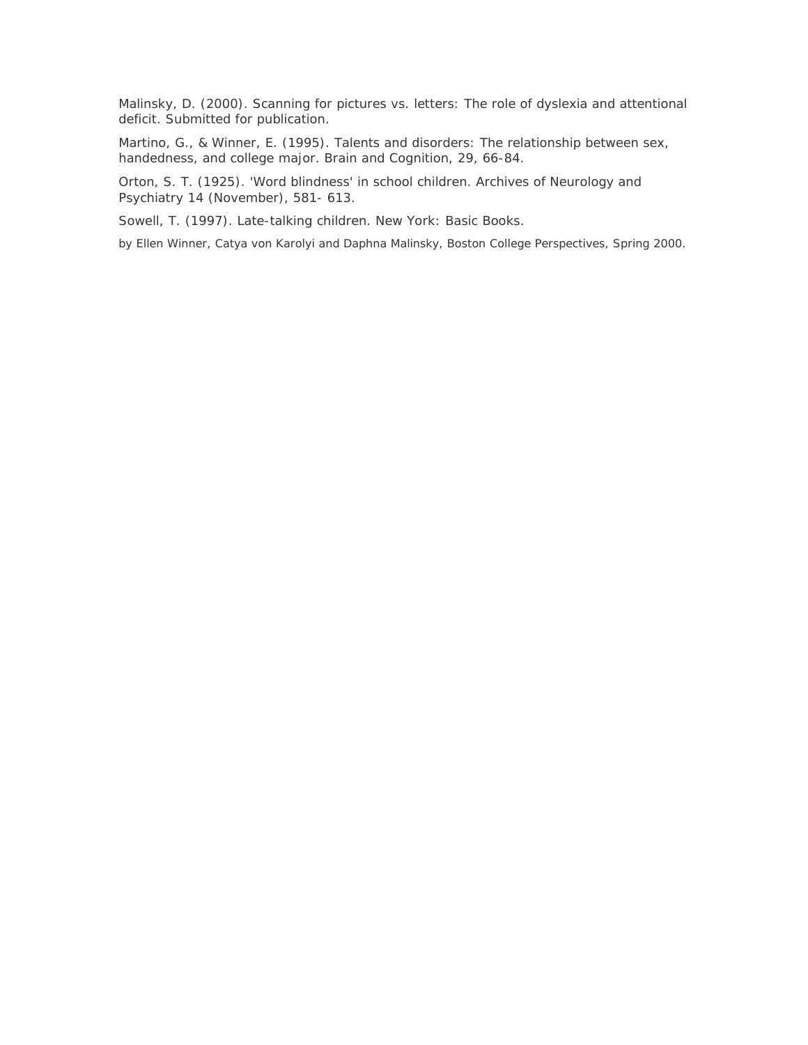Malinsky, D. (2000). Scanning for pictures vs. letters: The role of dyslexia and attentional deficit. Submitted for publication.

Martino, G., & Winner, E. (1995). Talents and disorders: The relationship between sex, handedness, and college major. Brain and Cognition, 29, 66-84.

Orton, S. T. (1925). 'Word blindness' in school children. Archives of Neurology and Psychiatry 14 (November), 581- 613.

Sowell, T. (1997). Late-talking children. New York: Basic Books.

by Ellen Winner, Catya von Karolyi and Daphna Malinsky, Boston College Perspectives, Spring 2000.